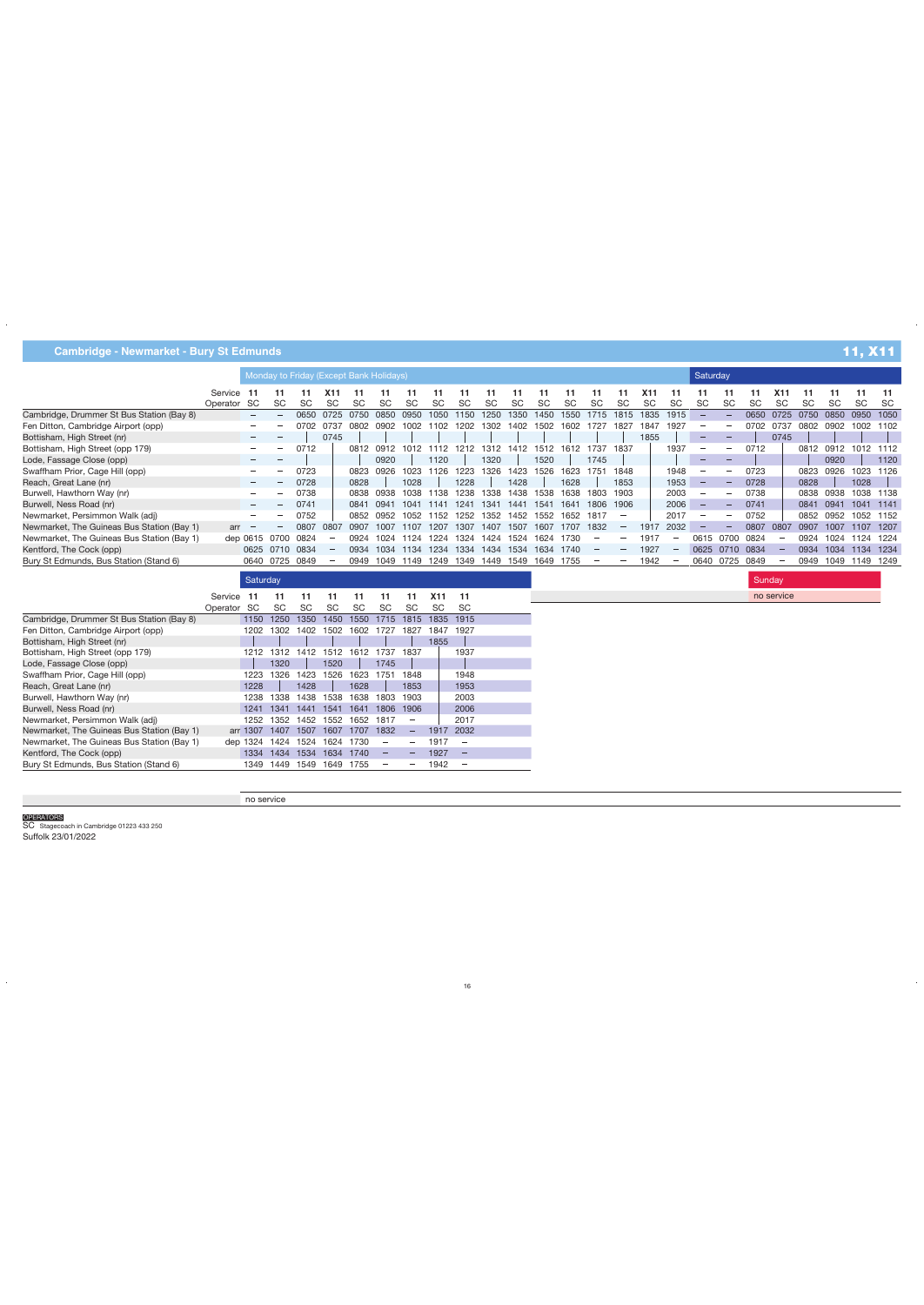# Cambridge - Newmarket - Bury St Edmunds

## 11, X11

### Monday to Friday (Except Bank Holidays) / Saturday

| | Mon–Fri | | | | | | | | | | | | | | | | | Saturday | | | | | | | |
|---|---|---|---|---|---|---|---|---|---|---|---|---|---|---|---|---|---|---|---|---|---|---|---|---|---|
| Service | 11 | 11 | 11 | X11 | 11 | 11 | 11 | 11 | 11 | 11 | 11 | 11 | 11 | 11 | 11 | X11 | 11 | 11 | 11 | 11 | X11 | 11 | 11 | 11 | 11 |
| Operator | SC | SC | SC | SC | SC | SC | SC | SC | SC | SC | SC | SC | SC | SC | SC | SC | SC | SC | SC | SC | SC | SC | SC | SC | SC |
| Cambridge, Drummer St Bus Station (Bay 8) | – | – | 0650 | 0725 | 0750 | 0850 | 0950 | 1050 | 1150 | 1250 | 1350 | 1450 | 1550 | 1715 | 1815 | 1835 | 1915 | – | – | 0650 | 0725 | 0750 | 0850 | 0950 | 1050 |
| Fen Ditton, Cambridge Airport (opp) | – | – | 0702 | 0737 | 0802 | 0902 | 1002 | 1102 | 1202 | 1302 | 1402 | 1502 | 1602 | 1727 | 1827 | 1847 | 1927 | – | – | 0702 | 0737 | 0802 | 0902 | 1002 | 1102 |
| Bottisham, High Street (nr) | – | – | \| | 0745 | \| | \| | \| | \| | \| | \| | \| | \| | \| | \| | \| | 1855 | \| | – | – | \| | 0745 | \| | \| | \| | \| |
| Bottisham, High Street (opp 179) | – | – | 0712 | | 0812 | 0912 | 1012 | 1112 | 1212 | 1312 | 1412 | 1512 | 1612 | 1737 | 1837 | | 1937 | – | – | 0712 | | 0812 | 0912 | 1012 | 1112 |
| Lode, Fassage Close (opp) | – | – | \| | | \| | 0920 | \| | 1120 | \| | 1320 | \| | 1520 | \| | 1745 | \| | | \| | – | – | \| | | \| | 0920 | \| | 1120 |
| Swaffham Prior, Cage Hill (opp) | – | – | 0723 | | 0823 | 0926 | 1023 | 1126 | 1223 | 1326 | 1423 | 1526 | 1623 | 1751 | 1848 | | 1948 | – | – | 0723 | | 0823 | 0926 | 1023 | 1126 |
| Reach, Great Lane (nr) | – | – | 0728 | | 0828 | \| | 1028 | \| | 1228 | \| | 1428 | \| | 1628 | \| | 1853 | | 1953 | – | – | 0728 | | 0828 | \| | 1028 | \| |
| Burwell, Hawthorn Way (nr) | – | – | 0738 | | 0838 | 0938 | 1038 | 1138 | 1238 | 1338 | 1438 | 1538 | 1638 | 1803 | 1903 | | 2003 | – | – | 0738 | | 0838 | 0938 | 1038 | 1138 |
| Burwell, Ness Road (nr) | – | – | 0741 | | 0841 | 0941 | 1041 | 1141 | 1241 | 1341 | 1441 | 1541 | 1641 | 1806 | 1906 | | 2006 | – | – | 0741 | | 0841 | 0941 | 1041 | 1141 |
| Newmarket, Persimmon Walk (adj) | – | – | 0752 | | 0852 | 0952 | 1052 | 1152 | 1252 | 1352 | 1452 | 1552 | 1652 | 1817 | – | | 2017 | – | – | 0752 | | 0852 | 0952 | 1052 | 1152 |
| Newmarket, The Guineas Bus Station (Bay 1) arr | – | – | 0807 | 0807 | 0907 | 1007 | 1107 | 1207 | 1307 | 1407 | 1507 | 1607 | 1707 | 1832 | – | 1917 | 2032 | – | – | 0807 | 0807 | 0907 | 1007 | 1107 | 1207 |
| Newmarket, The Guineas Bus Station (Bay 1) dep | 0615 | 0700 | 0824 | – | 0924 | 1024 | 1124 | 1224 | 1324 | 1424 | 1524 | 1624 | 1730 | – | – | 1917 | – | 0615 | 0700 | 0824 | – | 0924 | 1024 | 1124 | 1224 |
| Kentford, The Cock (opp) | 0625 | 0710 | 0834 | – | 0934 | 1034 | 1134 | 1234 | 1334 | 1434 | 1534 | 1634 | 1740 | – | – | 1927 | – | 0625 | 0710 | 0834 | – | 0934 | 1034 | 1134 | 1234 |
| Bury St Edmunds, Bus Station (Stand 6) | 0640 | 0725 | 0849 | – | 0949 | 1049 | 1149 | 1249 | 1349 | 1449 | 1549 | 1649 | 1755 | – | – | 1942 | – | 0640 | 0725 | 0849 | – | 0949 | 1049 | 1149 | 1249 |

### Saturday

| Service | 11 | 11 | 11 | 11 | 11 | 11 | 11 | X11 | 11 |
|---|---|---|---|---|---|---|---|---|---|
| Operator | SC | SC | SC | SC | SC | SC | SC | SC | SC |
| Cambridge, Drummer St Bus Station (Bay 8) | 1150 | 1250 | 1350 | 1450 | 1550 | 1715 | 1815 | 1835 | 1915 |
| Fen Ditton, Cambridge Airport (opp) | 1202 | 1302 | 1402 | 1502 | 1602 | 1727 | 1827 | 1847 | 1927 |
| Bottisham, High Street (nr) | \| | \| | \| | \| | \| | \| | \| | 1855 | \| |
| Bottisham, High Street (opp 179) | 1212 | 1312 | 1412 | 1512 | 1612 | 1737 | 1837 | | 1937 |
| Lode, Fassage Close (opp) | \| | 1320 | \| | 1520 | \| | 1745 | \| | | \| |
| Swaffham Prior, Cage Hill (opp) | 1223 | 1326 | 1423 | 1526 | 1623 | 1751 | 1848 | | 1948 |
| Reach, Great Lane (nr) | 1228 | \| | 1428 | \| | 1628 | \| | 1853 | | 1953 |
| Burwell, Hawthorn Way (nr) | 1238 | 1338 | 1438 | 1538 | 1638 | 1803 | 1903 | | 2003 |
| Burwell, Ness Road (nr) | 1241 | 1341 | 1441 | 1541 | 1641 | 1806 | 1906 | | 2006 |
| Newmarket, Persimmon Walk (adj) | 1252 | 1352 | 1452 | 1552 | 1652 | 1817 | – | | 2017 |
| Newmarket, The Guineas Bus Station (Bay 1) arr | 1307 | 1407 | 1507 | 1607 | 1707 | 1832 | – | 1917 | 2032 |
| Newmarket, The Guineas Bus Station (Bay 1) dep | 1324 | 1424 | 1524 | 1624 | 1730 | – | – | 1917 | – |
| Kentford, The Cock (opp) | 1334 | 1434 | 1534 | 1634 | 1740 | – | – | 1927 | – |
| Bury St Edmunds, Bus Station (Stand 6) | 1349 | 1449 | 1549 | 1649 | 1755 | – | – | 1942 | – |

### Sunday

no service

no service

**OPERATORS**

SC Stagecoach in Cambridge 01223 433 250

Suffolk 23/01/2022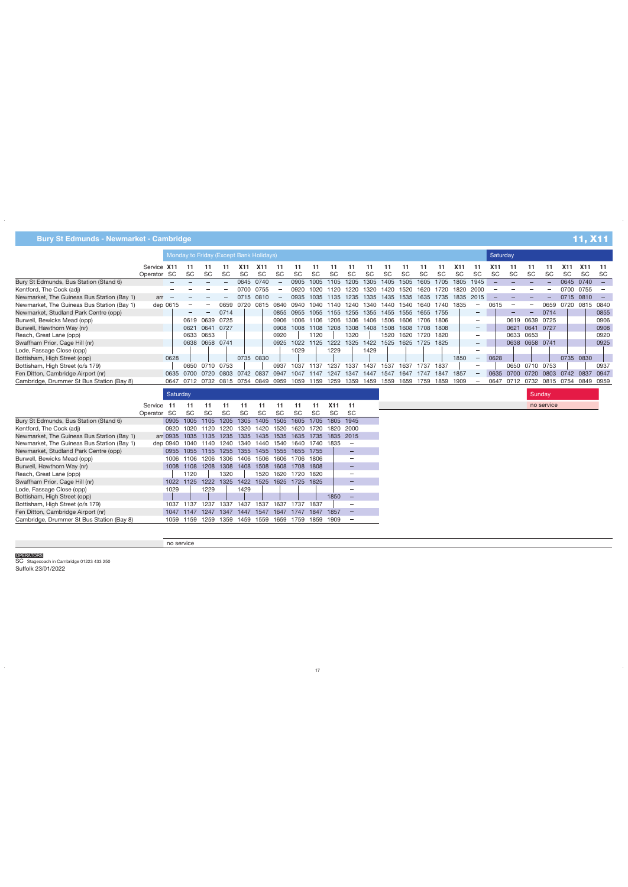## Bury St Edmunds - Newmarket - Cambridge — 11, X11

### Monday to Friday (Except Bank Holidays)

| Service | | X11 | 11 | 11 | 11 | X11 | X11 | 11 | 11 | 11 | 11 | 11 | 11 | 11 | 11 | 11 | 11 | 11 | X11 | 11 |
|---|---|---|---|---|---|---|---|---|---|---|---|---|---|---|---|---|---|---|---|---|
| Operator | | SC | SC | SC | SC | SC | SC | SC | SC | SC | SC | SC | SC | SC | SC | SC | SC | SC | SC | SC |
| Bury St Edmunds, Bus Station (Stand 6) | | – | – | – | – | 0645 | 0740 | – | 0905 | 1005 | 1105 | 1205 | 1305 | 1405 | 1505 | 1605 | 1705 | 1805 | 1945 | |
| Kentford, The Cock (adj) | | – | – | – | – | 0700 | 0755 | – | 0920 | 1020 | 1120 | 1220 | 1320 | 1420 | 1520 | 1620 | 1720 | 1820 | 2000 | |
| Newmarket, The Guineas Bus Station (Bay 1) | arr | – | – | – | – | 0715 | 0810 | – | 0935 | 1035 | 1135 | 1235 | 1335 | 1435 | 1535 | 1635 | 1735 | 1835 | 2015 | |
| Newmarket, The Guineas Bus Station (Bay 1) | dep | 0615 | – | – | 0659 | 0720 | 0815 | 0840 | 0940 | 1040 | 1140 | 1240 | 1340 | 1440 | 1540 | 1640 | 1740 | 1835 | – | |
| Newmarket, Studland Park Centre (opp) | | | – | – | 0714 | | | 0855 | 0955 | 1055 | 1155 | 1255 | 1355 | 1455 | 1555 | 1655 | 1755 | | – | |
| Burwell, Bewicks Mead (opp) | | | 0619 | 0639 | 0725 | | | 0906 | 1006 | 1106 | 1206 | 1306 | 1406 | 1506 | 1606 | 1706 | 1806 | | – | |
| Burwell, Hawthorn Way (nr) | | | 0621 | 0641 | 0727 | | | 0908 | 1008 | 1108 | 1208 | 1308 | 1408 | 1508 | 1608 | 1708 | 1808 | | – | |
| Reach, Great Lane (opp) | | | 0633 | 0653 | \| | | | 0920 | \| | 1120 | \| | 1320 | \| | 1520 | 1620 | 1720 | 1820 | | – | |
| Swaffham Prior, Cage Hill (nr) | | | 0638 | 0658 | 0741 | | | 0925 | 1022 | 1125 | 1222 | 1325 | 1422 | 1525 | 1625 | 1725 | 1825 | | – | |
| Lode, Fassage Close (opp) | | | \| | \| | \| | | | \| | 1029 | \| | 1229 | \| | 1429 | \| | \| | \| | \| | | – | |
| Bottisham, High Street (opp) | | 0628 | \| | \| | \| | 0735 | 0830 | \| | \| | \| | \| | \| | \| | \| | \| | \| | \| | 1850 | – | |
| Bottisham, High Street (o/s 179) | | \| | 0650 | 0710 | 0753 | \| | \| | 0937 | 1037 | 1137 | 1237 | 1337 | 1437 | 1537 | 1637 | 1737 | 1837 | \| | – | |
| Fen Ditton, Cambridge Airport (nr) | | 0635 | 0700 | 0720 | 0803 | 0742 | 0837 | 0947 | 1047 | 1147 | 1247 | 1347 | 1447 | 1547 | 1647 | 1747 | 1847 | 1857 | – | |
| Cambridge, Drummer St Bus Station (Bay 8) | | 0647 | 0712 | 0732 | 0815 | 0754 | 0849 | 0959 | 1059 | 1159 | 1259 | 1359 | 1459 | 1559 | 1659 | 1759 | 1859 | 1909 | – | |

### Saturday

| Service | | X11 | 11 | 11 | 11 | X11 | X11 | 11 | 11 | 11 | 11 | 11 | 11 | 11 | 11 | 11 | 11 | X11 | 11 |
|---|---|---|---|---|---|---|---|---|---|---|---|---|---|---|---|---|---|---|---|
| Operator | | SC | SC | SC | SC | SC | SC | SC | SC | SC | SC | SC | SC | SC | SC | SC | SC | SC | SC |
| Bury St Edmunds, Bus Station (Stand 6) | | – | – | – | – | 0645 | 0740 | – | 0905 | 1005 | 1105 | 1205 | 1305 | 1405 | 1505 | 1605 | 1705 | 1805 | 1945 |
| Kentford, The Cock (adj) | | – | – | – | – | 0700 | 0755 | – | 0920 | 1020 | 1120 | 1220 | 1320 | 1420 | 1520 | 1620 | 1720 | 1820 | 2000 |
| Newmarket, The Guineas Bus Station (Bay 1) | arr | – | – | – | – | 0715 | 0810 | – | 0935 | 1035 | 1135 | 1235 | 1335 | 1435 | 1535 | 1635 | 1735 | 1835 | 2015 |
| Newmarket, The Guineas Bus Station (Bay 1) | dep | 0615 | – | – | 0659 | 0720 | 0815 | 0840 | 0940 | 1040 | 1140 | 1240 | 1340 | 1440 | 1540 | 1640 | 1740 | 1835 | – |
| Newmarket, Studland Park Centre (opp) | | | – | – | 0714 | | | 0855 | 0955 | 1055 | 1155 | 1255 | 1355 | 1455 | 1555 | 1655 | 1755 | | – |
| Burwell, Bewicks Mead (opp) | | | 0619 | 0639 | 0725 | | | 0906 | 1006 | 1106 | 1206 | 1306 | 1406 | 1506 | 1606 | 1706 | 1806 | | – |
| Burwell, Hawthorn Way (nr) | | | 0621 | 0641 | 0727 | | | 0908 | 1008 | 1108 | 1208 | 1308 | 1408 | 1508 | 1608 | 1708 | 1808 | | – |
| Reach, Great Lane (opp) | | | 0633 | 0653 | \| | | | 0920 | \| | 1120 | \| | 1320 | \| | 1520 | 1620 | 1720 | 1820 | | – |
| Swaffham Prior, Cage Hill (nr) | | | 0638 | 0658 | 0741 | | | 0925 | 1022 | 1125 | 1222 | 1325 | 1422 | 1525 | 1625 | 1725 | 1825 | | – |
| Lode, Fassage Close (opp) | | | \| | \| | \| | | | \| | 1029 | \| | 1229 | \| | 1429 | \| | \| | \| | \| | | – |
| Bottisham, High Street (opp) | | 0628 | \| | \| | \| | 0735 | 0830 | \| | \| | \| | \| | \| | \| | \| | \| | \| | \| | 1850 | – |
| Bottisham, High Street (o/s 179) | | \| | 0650 | 0710 | 0753 | \| | \| | 0937 | 1037 | 1137 | 1237 | 1337 | 1437 | 1537 | 1637 | 1737 | 1837 | \| | – |
| Fen Ditton, Cambridge Airport (nr) | | 0635 | 0700 | 0720 | 0803 | 0742 | 0837 | 0947 | 1047 | 1147 | 1247 | 1347 | 1447 | 1547 | 1647 | 1747 | 1847 | 1857 | – |
| Cambridge, Drummer St Bus Station (Bay 8) | | 0647 | 0712 | 0732 | 0815 | 0754 | 0849 | 0959 | 1059 | 1159 | 1259 | 1359 | 1459 | 1559 | 1659 | 1759 | 1859 | 1909 | – |

### Sunday

no service

no service

OPERATORS
SC Stagecoach in Cambridge 01223 433 250

Suffolk 23/01/2022